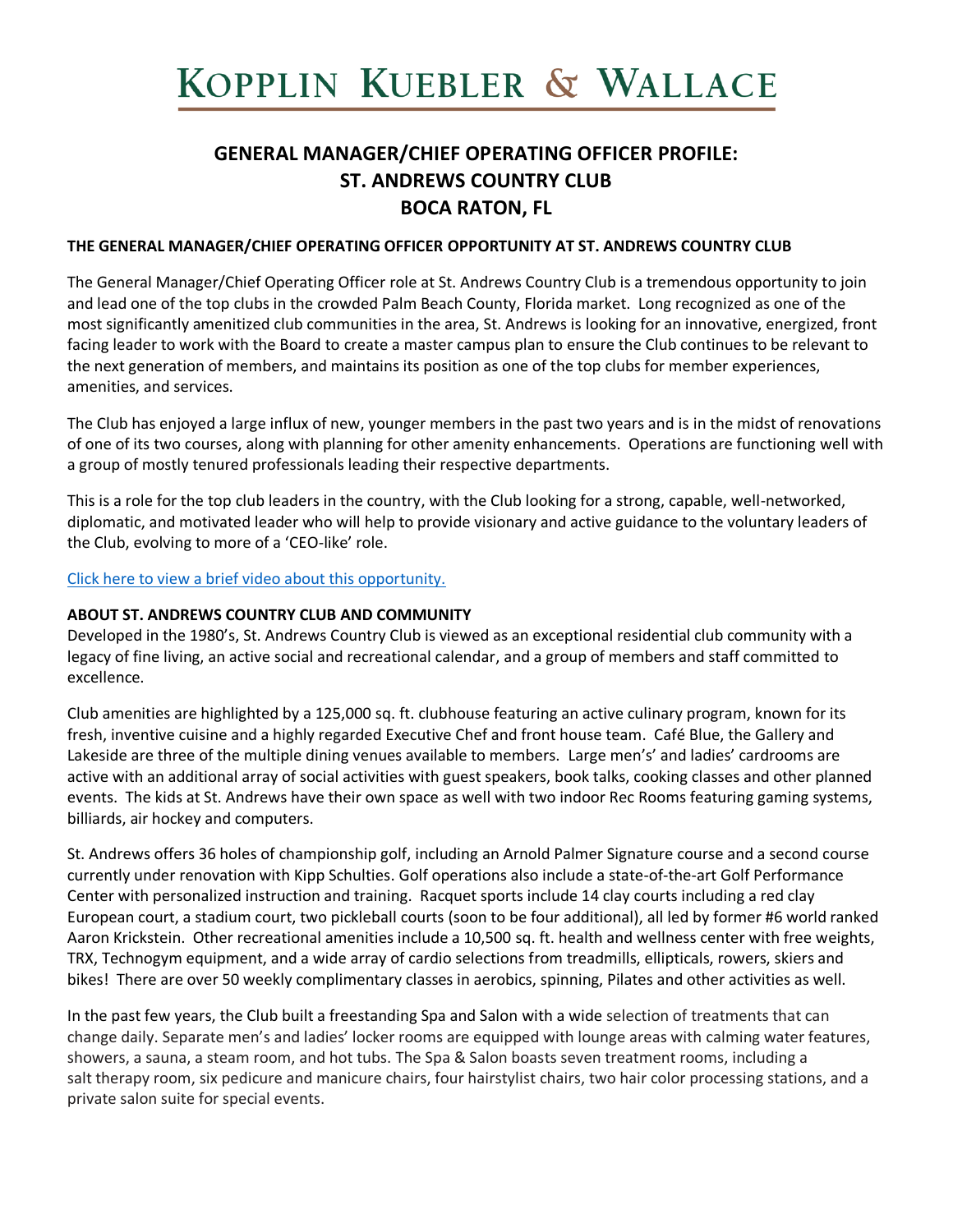# KOPPLIN KUEBLER & WALLACE

## GENERAL MANAGER/CHIEF OPERATING OFFICER PROFILE: ST. ANDREWS COUNTRY CLUB BOCA RATON, FL

### THE GENERAL MANAGER/CHIEF OPERATING OFFICER OPPORTUNITY AT ST. ANDREWS COUNTRY CLUB

The General Manager/Chief Operating Officer role at St. Andrews Country Club is a tremendous opportunity to join and lead one of the top clubs in the crowded Palm Beach County, Florida market. Long recognized as one of the most significantly amenitized club communities in the area, St. Andrews is looking for an innovative, energized, front facing leader to work with the Board to create a master campus plan to ensure the Club continues to be relevant to the next generation of members, and maintains its position as one of the top clubs for member experiences, amenities, and services.

The Club has enjoyed a large influx of new, younger members in the past two years and is in the midst of renovations of one of its two courses, along with planning for other amenity enhancements. Operations are functioning well with a group of mostly tenured professionals leading their respective departments.

This is a role for the top club leaders in the country, with the Club looking for a strong, capable, well-networked, diplomatic, and motivated leader who will help to provide visionary and active guidance to the voluntary leaders of the Club, evolving to more of a 'CEO-like' role.

Click here to view a brief video about this opportunity.

### ABOUT ST. ANDREWS COUNTRY CLUB AND COMMUNITY

Developed in the 1980's, St. Andrews Country Club is viewed as an exceptional residential club community with a legacy of fine living, an active social and recreational calendar, and a group of members and staff committed to excellence.

Club amenities are highlighted by a 125,000 sq. ft. clubhouse featuring an active culinary program, known for its fresh, inventive cuisine and a highly regarded Executive Chef and front house team. Café Blue, the Gallery and Lakeside are three of the multiple dining venues available to members. Large men's' and ladies' cardrooms are active with an additional array of social activities with guest speakers, book talks, cooking classes and other planned events. The kids at St. Andrews have their own space as well with two indoor Rec Rooms featuring gaming systems, billiards, air hockey and computers.

St. Andrews offers 36 holes of championship golf, including an Arnold Palmer Signature course and a second course currently under renovation with Kipp Schulties. Golf operations also include a state-of-the-art Golf Performance Center with personalized instruction and training. Racquet sports include 14 clay courts including a red clay European court, a stadium court, two pickleball courts (soon to be four additional), all led by former #6 world ranked Aaron Krickstein. Other recreational amenities include a 10,500 sq. ft. health and wellness center with free weights, TRX, Technogym equipment, and a wide array of cardio selections from treadmills, ellipticals, rowers, skiers and bikes! There are over 50 weekly complimentary classes in aerobics, spinning, Pilates and other activities as well.

In the past few years, the Club built a freestanding Spa and Salon with a wide selection of treatments that can change daily. Separate men's and ladies' locker rooms are equipped with lounge areas with calming water features, showers, a sauna, a steam room, and hot tubs. The Spa & Salon boasts seven treatment rooms, including a salt therapy room, six pedicure and manicure chairs, four hairstylist chairs, two hair color processing stations, and a private salon suite for special events.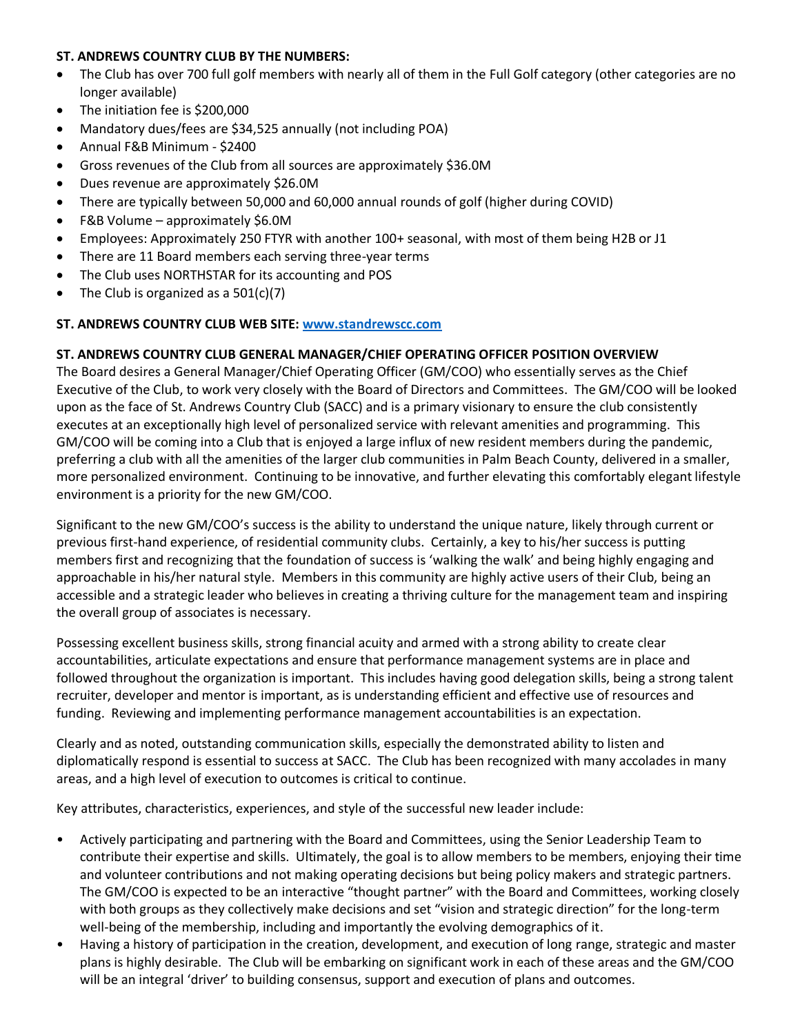**ST. ANDREWS COUNTRY CLUB BY THE NUMBERS:**

- The Club has over 700 full golf members with nearly all of them in the Full Golf category (other categories are no longer available)
- The initiation fee is $200,000
- Mandatory dues/fees are $34,525 annually (not including POA)
- Annual F&B Minimum - $2400
- Gross revenues of the Club from all sources are approximately $36.0M
- Dues revenue are approximately $26.0M
- There are typically between 50,000 and 60,000 annual rounds of golf (higher during COVID)
- F&B Volume – approximately $6.0M
- Employees: Approximately 250 FTYR with another 100+ seasonal, with most of them being H2B or J1
- There are 11 Board members each serving three-year terms
- The Club uses NORTHSTAR for its accounting and POS
- The Club is organized as a 501(c)(7)

**ST. ANDREWS COUNTRY CLUB WEB SITE: [www.standrewscc.com](http://www.standrewscc.com)**

**ST. ANDREWS COUNTRY CLUB GENERAL MANAGER/CHIEF OPERATING OFFICER POSITION OVERVIEW**

The Board desires a General Manager/Chief Operating Officer (GM/COO) who essentially serves as the Chief Executive of the Club, to work very closely with the Board of Directors and Committees. The GM/COO will be looked upon as the face of St. Andrews Country Club (SACC) and is a primary visionary to ensure the club consistently executes at an exceptionally high level of personalized service with relevant amenities and programming. This GM/COO will be coming into a Club that is enjoyed a large influx of new resident members during the pandemic, preferring a club with all the amenities of the larger club communities in Palm Beach County, delivered in a smaller, more personalized environment. Continuing to be innovative, and further elevating this comfortably elegant lifestyle environment is a priority for the new GM/COO.

Significant to the new GM/COO's success is the ability to understand the unique nature, likely through current or previous first-hand experience, of residential community clubs. Certainly, a key to his/her success is putting members first and recognizing that the foundation of success is 'walking the walk' and being highly engaging and approachable in his/her natural style. Members in this community are highly active users of their Club, being an accessible and a strategic leader who believes in creating a thriving culture for the management team and inspiring the overall group of associates is necessary.

Possessing excellent business skills, strong financial acuity and armed with a strong ability to create clear accountabilities, articulate expectations and ensure that performance management systems are in place and followed throughout the organization is important. This includes having good delegation skills, being a strong talent recruiter, developer and mentor is important, as is understanding efficient and effective use of resources and funding. Reviewing and implementing performance management accountabilities is an expectation.

Clearly and as noted, outstanding communication skills, especially the demonstrated ability to listen and diplomatically respond is essential to success at SACC. The Club has been recognized with many accolades in many areas, and a high level of execution to outcomes is critical to continue.

Key attributes, characteristics, experiences, and style of the successful new leader include:

- Actively participating and partnering with the Board and Committees, using the Senior Leadership Team to contribute their expertise and skills. Ultimately, the goal is to allow members to be members, enjoying their time and volunteer contributions and not making operating decisions but being policy makers and strategic partners. The GM/COO is expected to be an interactive "thought partner" with the Board and Committees, working closely with both groups as they collectively make decisions and set "vision and strategic direction" for the long-term well-being of the membership, including and importantly the evolving demographics of it.
- Having a history of participation in the creation, development, and execution of long range, strategic and master plans is highly desirable. The Club will be embarking on significant work in each of these areas and the GM/COO will be an integral 'driver' to building consensus, support and execution of plans and outcomes.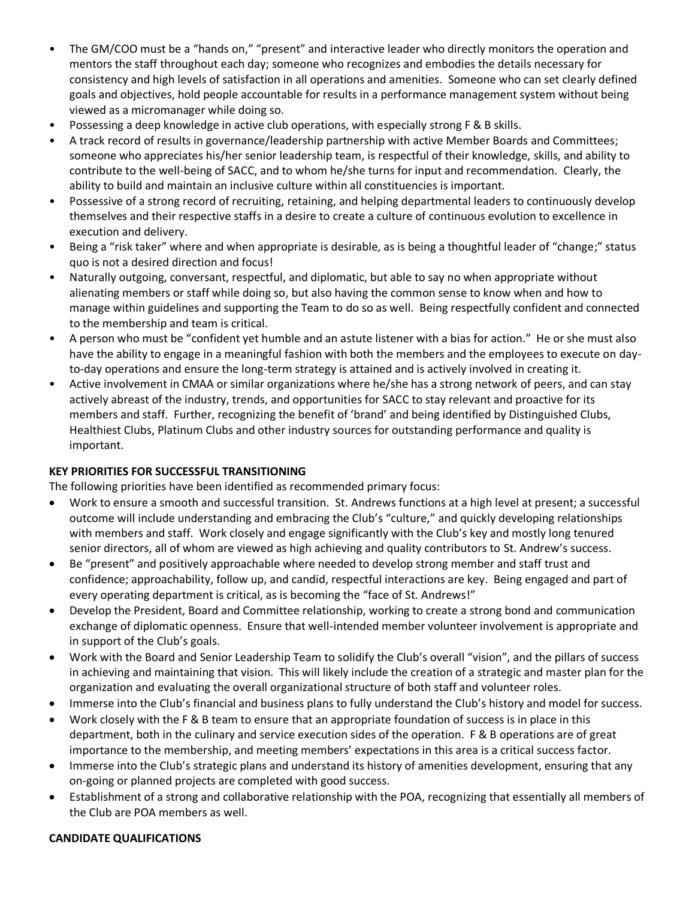- The GM/COO must be a "hands on," "present" and interactive leader who directly monitors the operation and mentors the staff throughout each day; someone who recognizes and embodies the details necessary for consistency and high levels of satisfaction in all operations and amenities. Someone who can set clearly defined goals and objectives, hold people accountable for results in a performance management system without being viewed as a micromanager while doing so.
- Possessing a deep knowledge in active club operations, with especially strong F & B skills.
- A track record of results in governance/leadership partnership with active Member Boards and Committees; someone who appreciates his/her senior leadership team, is respectful of their knowledge, skills, and ability to contribute to the well-being of SACC, and to whom he/she turns for input and recommendation. Clearly, the ability to build and maintain an inclusive culture within all constituencies is important.
- Possessive of a strong record of recruiting, retaining, and helping departmental leaders to continuously develop themselves and their respective staffs in a desire to create a culture of continuous evolution to excellence in execution and delivery.
- Being a "risk taker" where and when appropriate is desirable, as is being a thoughtful leader of "change;" status quo is not a desired direction and focus!
- Naturally outgoing, conversant, respectful, and diplomatic, but able to say no when appropriate without alienating members or staff while doing so, but also having the common sense to know when and how to manage within guidelines and supporting the Team to do so as well. Being respectfully confident and connected to the membership and team is critical.
- A person who must be "confident yet humble and an astute listener with a bias for action." He or she must also have the ability to engage in a meaningful fashion with both the members and the employees to execute on day-to-day operations and ensure the long-term strategy is attained and is actively involved in creating it.
- Active involvement in CMAA or similar organizations where he/she has a strong network of peers, and can stay actively abreast of the industry, trends, and opportunities for SACC to stay relevant and proactive for its members and staff. Further, recognizing the benefit of 'brand' and being identified by Distinguished Clubs, Healthiest Clubs, Platinum Clubs and other industry sources for outstanding performance and quality is important.

**KEY PRIORITIES FOR SUCCESSFUL TRANSITIONING**

The following priorities have been identified as recommended primary focus:

- Work to ensure a smooth and successful transition. St. Andrews functions at a high level at present; a successful outcome will include understanding and embracing the Club's "culture," and quickly developing relationships with members and staff. Work closely and engage significantly with the Club's key and mostly long tenured senior directors, all of whom are viewed as high achieving and quality contributors to St. Andrew's success.
- Be "present" and positively approachable where needed to develop strong member and staff trust and confidence; approachability, follow up, and candid, respectful interactions are key. Being engaged and part of every operating department is critical, as is becoming the "face of St. Andrews!"
- Develop the President, Board and Committee relationship, working to create a strong bond and communication exchange of diplomatic openness. Ensure that well-intended member volunteer involvement is appropriate and in support of the Club's goals.
- Work with the Board and Senior Leadership Team to solidify the Club's overall "vision", and the pillars of success in achieving and maintaining that vision. This will likely include the creation of a strategic and master plan for the organization and evaluating the overall organizational structure of both staff and volunteer roles.
- Immerse into the Club's financial and business plans to fully understand the Club's history and model for success.
- Work closely with the F & B team to ensure that an appropriate foundation of success is in place in this department, both in the culinary and service execution sides of the operation. F & B operations are of great importance to the membership, and meeting members' expectations in this area is a critical success factor.
- Immerse into the Club's strategic plans and understand its history of amenities development, ensuring that any on-going or planned projects are completed with good success.
- Establishment of a strong and collaborative relationship with the POA, recognizing that essentially all members of the Club are POA members as well.

**CANDIDATE QUALIFICATIONS**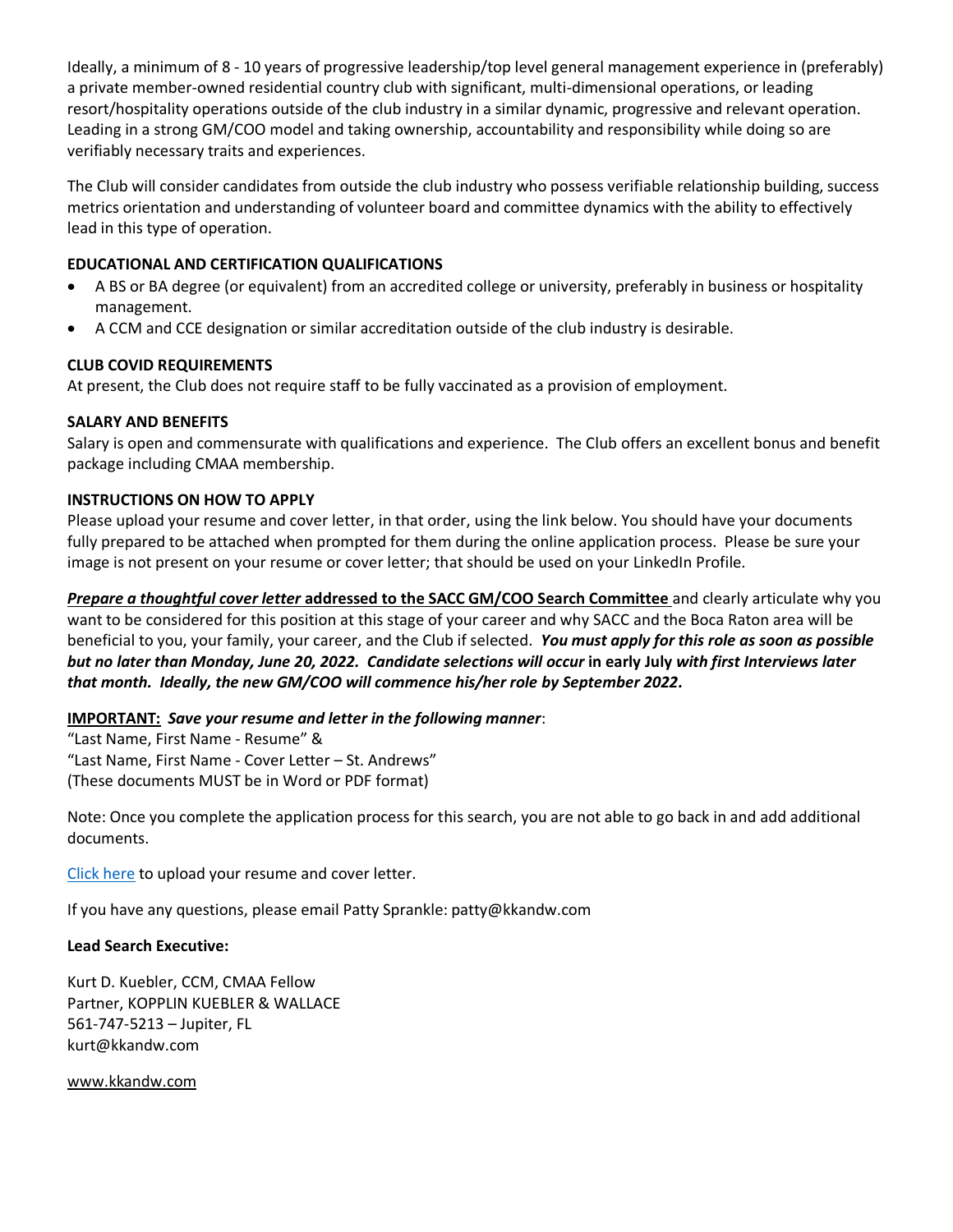Ideally, a minimum of 8 - 10 years of progressive leadership/top level general management experience in (preferably) a private member-owned residential country club with significant, multi-dimensional operations, or leading resort/hospitality operations outside of the club industry in a similar dynamic, progressive and relevant operation. Leading in a strong GM/COO model and taking ownership, accountability and responsibility while doing so are verifiably necessary traits and experiences.

The Club will consider candidates from outside the club industry who possess verifiable relationship building, success metrics orientation and understanding of volunteer board and committee dynamics with the ability to effectively lead in this type of operation.

**EDUCATIONAL AND CERTIFICATION QUALIFICATIONS**

- A BS or BA degree (or equivalent) from an accredited college or university, preferably in business or hospitality management.
- A CCM and CCE designation or similar accreditation outside of the club industry is desirable.

**CLUB COVID REQUIREMENTS**

At present, the Club does not require staff to be fully vaccinated as a provision of employment.

**SALARY AND BENEFITS**

Salary is open and commensurate with qualifications and experience. The Club offers an excellent bonus and benefit package including CMAA membership.

**INSTRUCTIONS ON HOW TO APPLY**

Please upload your resume and cover letter, in that order, using the link below. You should have your documents fully prepared to be attached when prompted for them during the online application process. Please be sure your image is not present on your resume or cover letter; that should be used on your LinkedIn Profile.

***Prepare a thoughtful cover letter*** **addressed to the SACC GM/COO Search Committee** and clearly articulate why you want to be considered for this position at this stage of your career and why SACC and the Boca Raton area will be beneficial to you, your family, your career, and the Club if selected. ***You must apply for this role as soon as possible but no later than Monday, June 20, 2022. Candidate selections will occur*** **in early July** ***with first Interviews later that month. Ideally, the new GM/COO will commence his/her role by September 2022.***

**IMPORTANT:** ***Save your resume and letter in the following manner***:

"Last Name, First Name - Resume" &
"Last Name, First Name - Cover Letter – St. Andrews"
(These documents MUST be in Word or PDF format)

Note: Once you complete the application process for this search, you are not able to go back in and add additional documents.

Click here to upload your resume and cover letter.

If you have any questions, please email Patty Sprankle: patty@kkandw.com

**Lead Search Executive:**

Kurt D. Kuebler, CCM, CMAA Fellow
Partner, KOPPLIN KUEBLER & WALLACE
561-747-5213 – Jupiter, FL
kurt@kkandw.com

www.kkandw.com